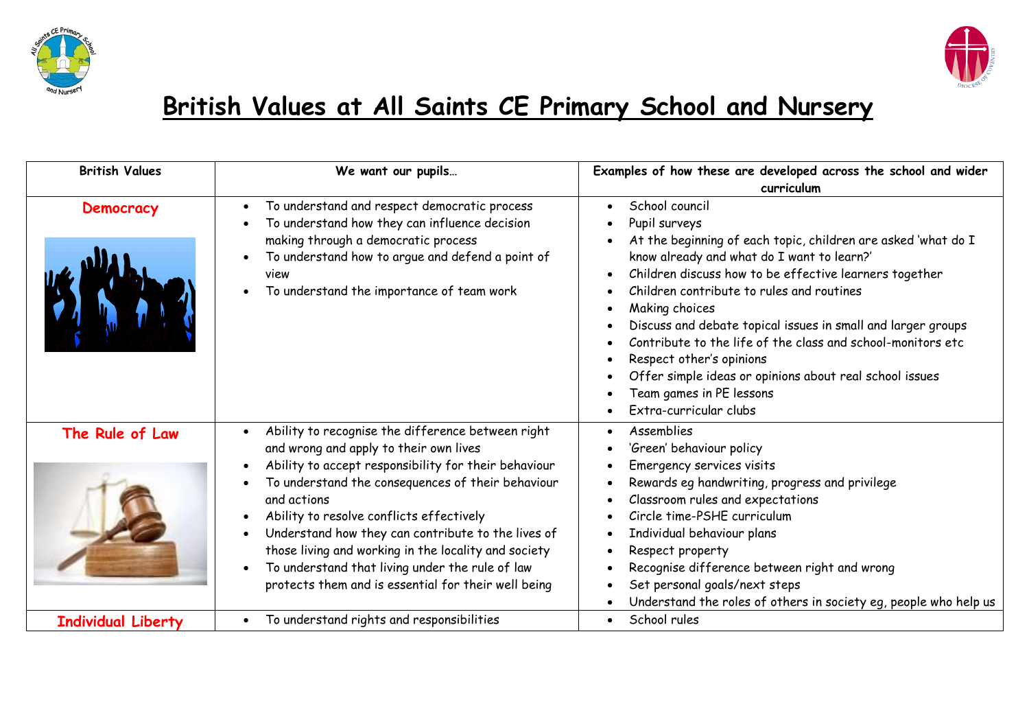# British Values at All Saints CE Primary School and Nursery

| British Values | We want our pupils… | Examples of how these are developed across the school and wider curriculum |
|---|---|---|
| **Democracy** | • To understand and respect democratic process<br>• To understand how they can influence decision making through a democratic process<br>• To understand how to argue and defend a point of view<br>• To understand the importance of team work | • School council<br>• Pupil surveys<br>• At the beginning of each topic, children are asked 'what do I know already and what do I want to learn?'<br>• Children discuss how to be effective learners together<br>• Children contribute to rules and routines<br>• Making choices<br>• Discuss and debate topical issues in small and larger groups<br>• Contribute to the life of the class and school-monitors etc<br>• Respect other's opinions<br>• Offer simple ideas or opinions about real school issues<br>• Team games in PE lessons<br>• Extra-curricular clubs |
| **The Rule of Law** | • Ability to recognise the difference between right and wrong and apply to their own lives<br>• Ability to accept responsibility for their behaviour<br>• To understand the consequences of their behaviour and actions<br>• Ability to resolve conflicts effectively<br>• Understand how they can contribute to the lives of those living and working in the locality and society<br>• To understand that living under the rule of law protects them and is essential for their well being | • Assemblies<br>• 'Green' behaviour policy<br>• Emergency services visits<br>• Rewards eg handwriting, progress and privilege<br>• Classroom rules and expectations<br>• Circle time-PSHE curriculum<br>• Individual behaviour plans<br>• Respect property<br>• Recognise difference between right and wrong<br>• Set personal goals/next steps<br>• Understand the roles of others in society eg, people who help us |
| **Individual Liberty** | • To understand rights and responsibilities | • School rules |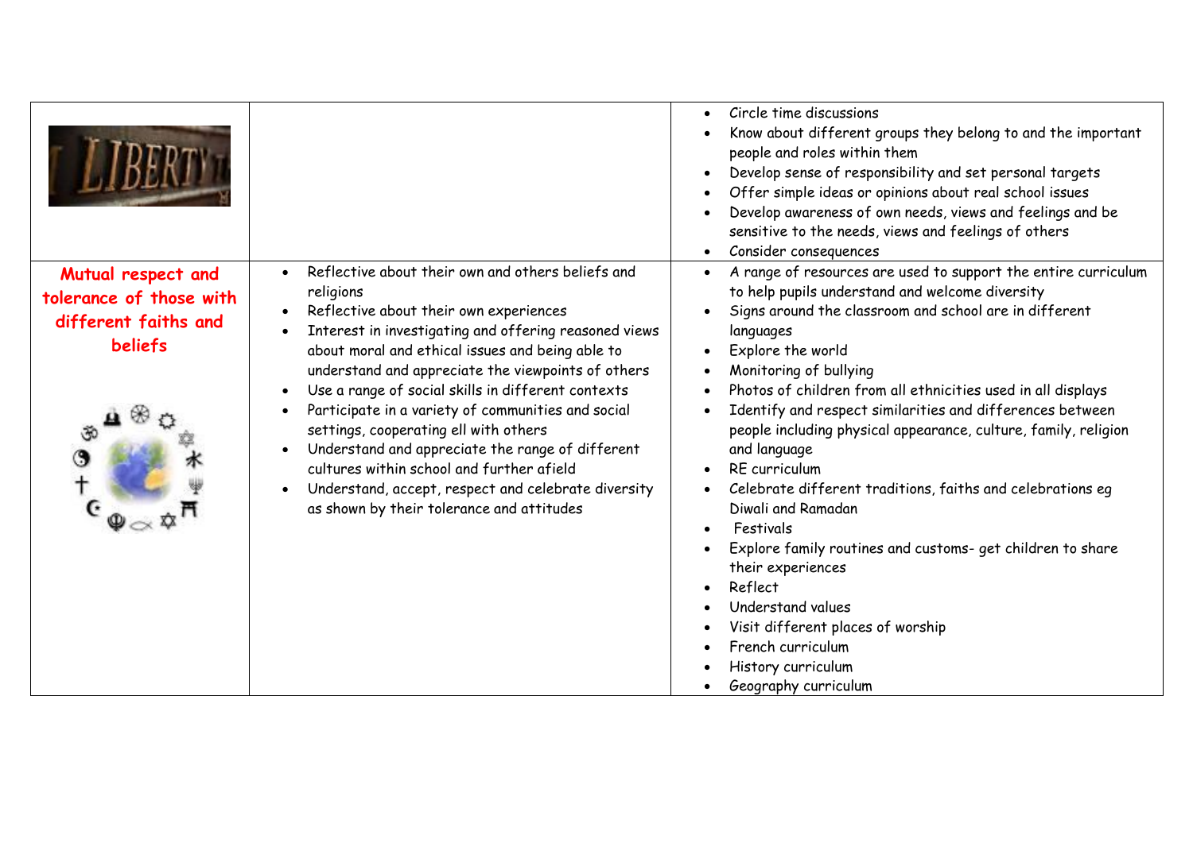| | | |
|---|---|---|
| | | <ul><li>Circle time discussions</li><li>Know about different groups they belong to and the important people and roles within them</li><li>Develop sense of responsibility and set personal targets</li><li>Offer simple ideas or opinions about real school issues</li><li>Develop awareness of own needs, views and feelings and be sensitive to the needs, views and feelings of others</li><li>Consider consequences</li></ul> |
| **Mutual respect and tolerance of those with different faiths and beliefs** | <ul><li>Reflective about their own and others beliefs and religions</li><li>Reflective about their own experiences</li><li>Interest in investigating and offering reasoned views about moral and ethical issues and being able to understand and appreciate the viewpoints of others</li><li>Use a range of social skills in different contexts</li><li>Participate in a variety of communities and social settings, cooperating ell with others</li><li>Understand and appreciate the range of different cultures within school and further afield</li><li>Understand, accept, respect and celebrate diversity as shown by their tolerance and attitudes</li></ul> | <ul><li>A range of resources are used to support the entire curriculum to help pupils understand and welcome diversity</li><li>Signs around the classroom and school are in different languages</li><li>Explore the world</li><li>Monitoring of bullying</li><li>Photos of children from all ethnicities used in all displays</li><li>Identify and respect similarities and differences between people including physical appearance, culture, family, religion and language</li><li>RE curriculum</li><li>Celebrate different traditions, faiths and celebrations eg Diwali and Ramadan</li><li>Festivals</li><li>Explore family routines and customs- get children to share their experiences</li><li>Reflect</li><li>Understand values</li><li>Visit different places of worship</li><li>French curriculum</li><li>History curriculum</li><li>Geography curriculum</li></ul> |